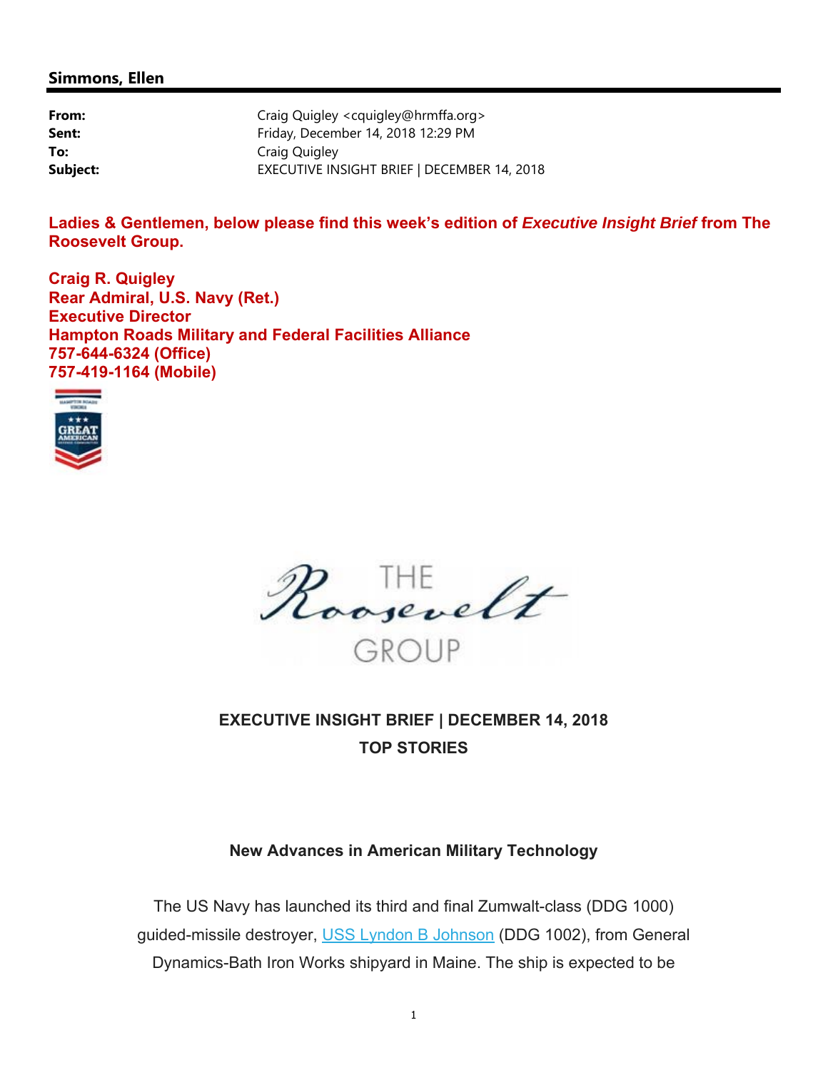## Simmons, Ellen

**From:** Craig Quigley <cquigley@hrmffa.org>
**Sent:** Friday, December 14, 2018 12:29 PM
**To:** Craig Quigley
**Subject:** EXECUTIVE INSIGHT BRIEF | DECEMBER 14, 2018

**Ladies & Gentlemen, below please find this week's edition of *Executive Insight Brief* from The Roosevelt Group.**

**Craig R. Quigley**
**Rear Admiral, U.S. Navy (Ret.)**
**Executive Director**
**Hampton Roads Military and Federal Facilities Alliance**
**757-644-6324 (Office)**
**757-419-1164 (Mobile)**

**EXECUTIVE INSIGHT BRIEF | DECEMBER 14, 2018**

**TOP STORIES**

**New Advances in American Military Technology**

The US Navy has launched its third and final Zumwalt-class (DDG 1000) guided-missile destroyer, USS Lyndon B Johnson (DDG 1002), from General Dynamics-Bath Iron Works shipyard in Maine. The ship is expected to be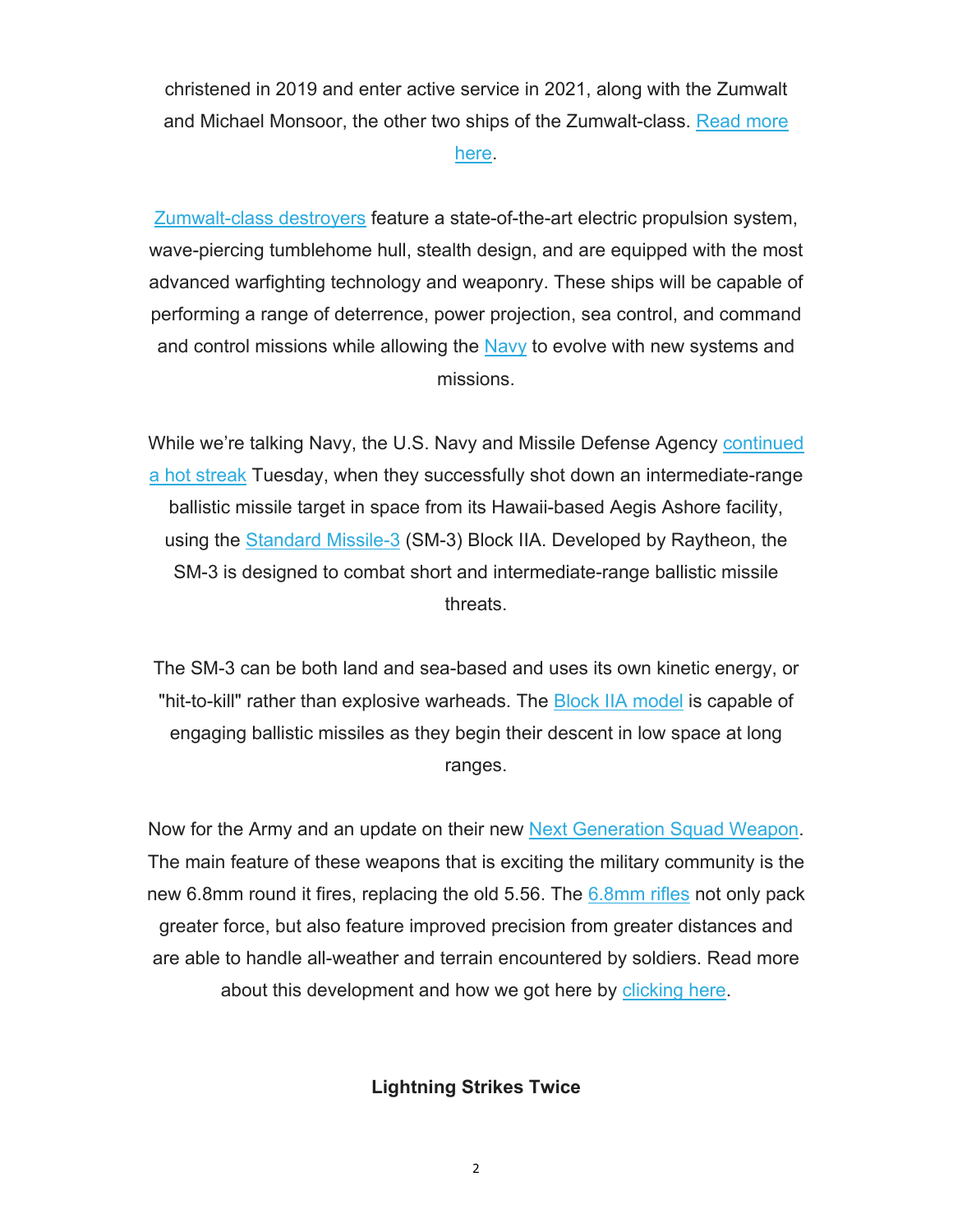christened in 2019 and enter active service in 2021, along with the Zumwalt and Michael Monsoor, the other two ships of the Zumwalt-class. Read more here.

Zumwalt-class destroyers feature a state-of-the-art electric propulsion system, wave-piercing tumblehome hull, stealth design, and are equipped with the most advanced warfighting technology and weaponry. These ships will be capable of performing a range of deterrence, power projection, sea control, and command and control missions while allowing the Navy to evolve with new systems and missions.

While we're talking Navy, the U.S. Navy and Missile Defense Agency continued a hot streak Tuesday, when they successfully shot down an intermediate-range ballistic missile target in space from its Hawaii-based Aegis Ashore facility, using the Standard Missile-3 (SM-3) Block IIA. Developed by Raytheon, the SM-3 is designed to combat short and intermediate-range ballistic missile threats.

The SM-3 can be both land and sea-based and uses its own kinetic energy, or "hit-to-kill" rather than explosive warheads. The Block IIA model is capable of engaging ballistic missiles as they begin their descent in low space at long ranges.

Now for the Army and an update on their new Next Generation Squad Weapon. The main feature of these weapons that is exciting the military community is the new 6.8mm round it fires, replacing the old 5.56. The 6.8mm rifles not only pack greater force, but also feature improved precision from greater distances and are able to handle all-weather and terrain encountered by soldiers. Read more about this development and how we got here by clicking here.

**Lightning Strikes Twice**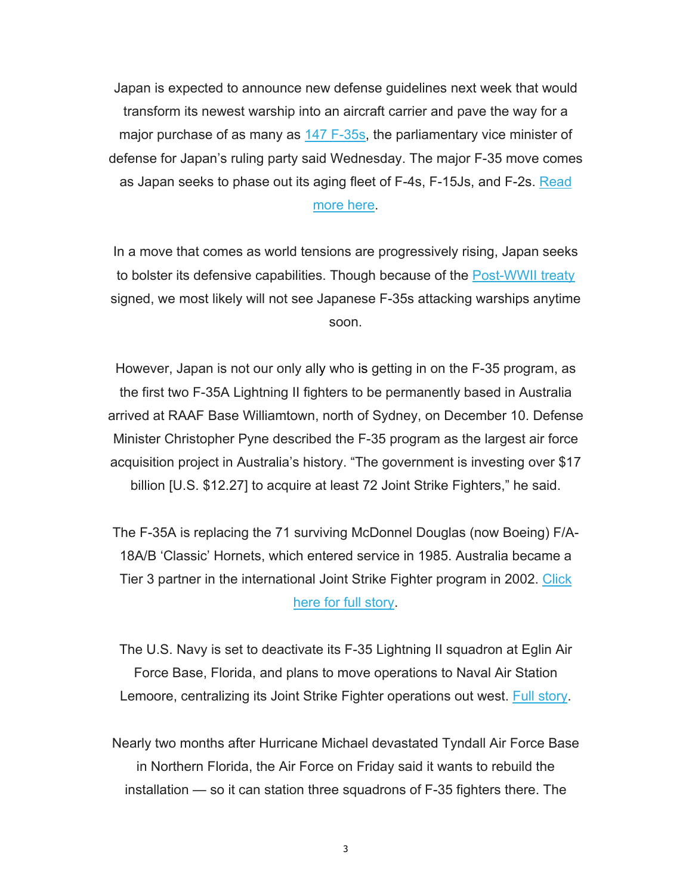Japan is expected to announce new defense guidelines next week that would transform its newest warship into an aircraft carrier and pave the way for a major purchase of as many as 147 F-35s, the parliamentary vice minister of defense for Japan's ruling party said Wednesday. The major F-35 move comes as Japan seeks to phase out its aging fleet of F-4s, F-15Js, and F-2s. Read more here.

In a move that comes as world tensions are progressively rising, Japan seeks to bolster its defensive capabilities. Though because of the Post-WWII treaty signed, we most likely will not see Japanese F-35s attacking warships anytime soon.

However, Japan is not our only ally who is getting in on the F-35 program, as the first two F-35A Lightning II fighters to be permanently based in Australia arrived at RAAF Base Williamtown, north of Sydney, on December 10. Defense Minister Christopher Pyne described the F-35 program as the largest air force acquisition project in Australia's history. "The government is investing over $17 billion [U.S. $12.27] to acquire at least 72 Joint Strike Fighters," he said.

The F-35A is replacing the 71 surviving McDonnel Douglas (now Boeing) F/A-18A/B 'Classic' Hornets, which entered service in 1985. Australia became a Tier 3 partner in the international Joint Strike Fighter program in 2002. Click here for full story.

The U.S. Navy is set to deactivate its F-35 Lightning II squadron at Eglin Air Force Base, Florida, and plans to move operations to Naval Air Station Lemoore, centralizing its Joint Strike Fighter operations out west. Full story.

Nearly two months after Hurricane Michael devastated Tyndall Air Force Base in Northern Florida, the Air Force on Friday said it wants to rebuild the installation — so it can station three squadrons of F-35 fighters there. The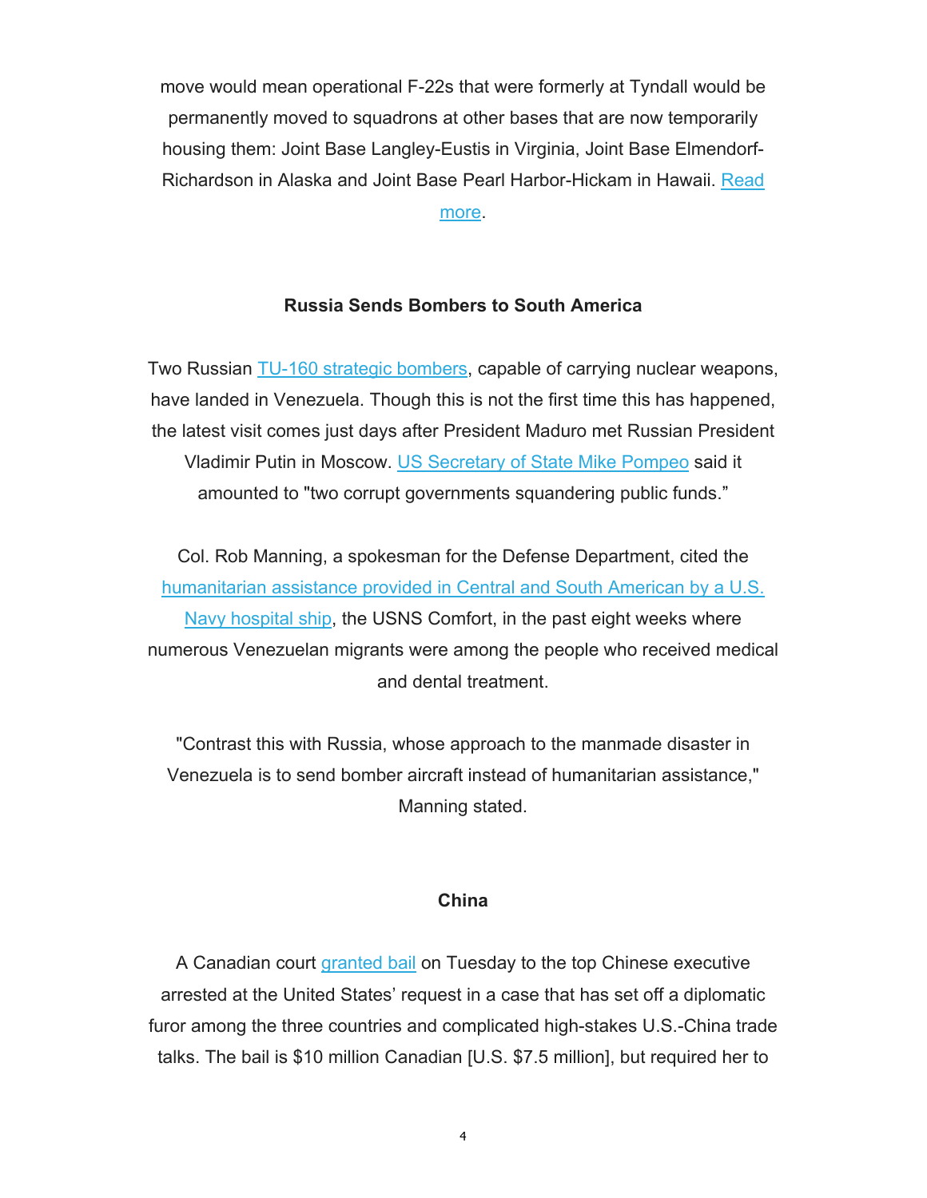move would mean operational F-22s that were formerly at Tyndall would be permanently moved to squadrons at other bases that are now temporarily housing them: Joint Base Langley-Eustis in Virginia, Joint Base Elmendorf-Richardson in Alaska and Joint Base Pearl Harbor-Hickam in Hawaii. Read more.

**Russia Sends Bombers to South America**

Two Russian TU-160 strategic bombers, capable of carrying nuclear weapons, have landed in Venezuela. Though this is not the first time this has happened, the latest visit comes just days after President Maduro met Russian President Vladimir Putin in Moscow. US Secretary of State Mike Pompeo said it amounted to "two corrupt governments squandering public funds."

Col. Rob Manning, a spokesman for the Defense Department, cited the humanitarian assistance provided in Central and South American by a U.S. Navy hospital ship, the USNS Comfort, in the past eight weeks where numerous Venezuelan migrants were among the people who received medical and dental treatment.

"Contrast this with Russia, whose approach to the manmade disaster in Venezuela is to send bomber aircraft instead of humanitarian assistance," Manning stated.

**China**

A Canadian court granted bail on Tuesday to the top Chinese executive arrested at the United States' request in a case that has set off a diplomatic furor among the three countries and complicated high-stakes U.S.-China trade talks. The bail is $10 million Canadian [U.S. $7.5 million], but required her to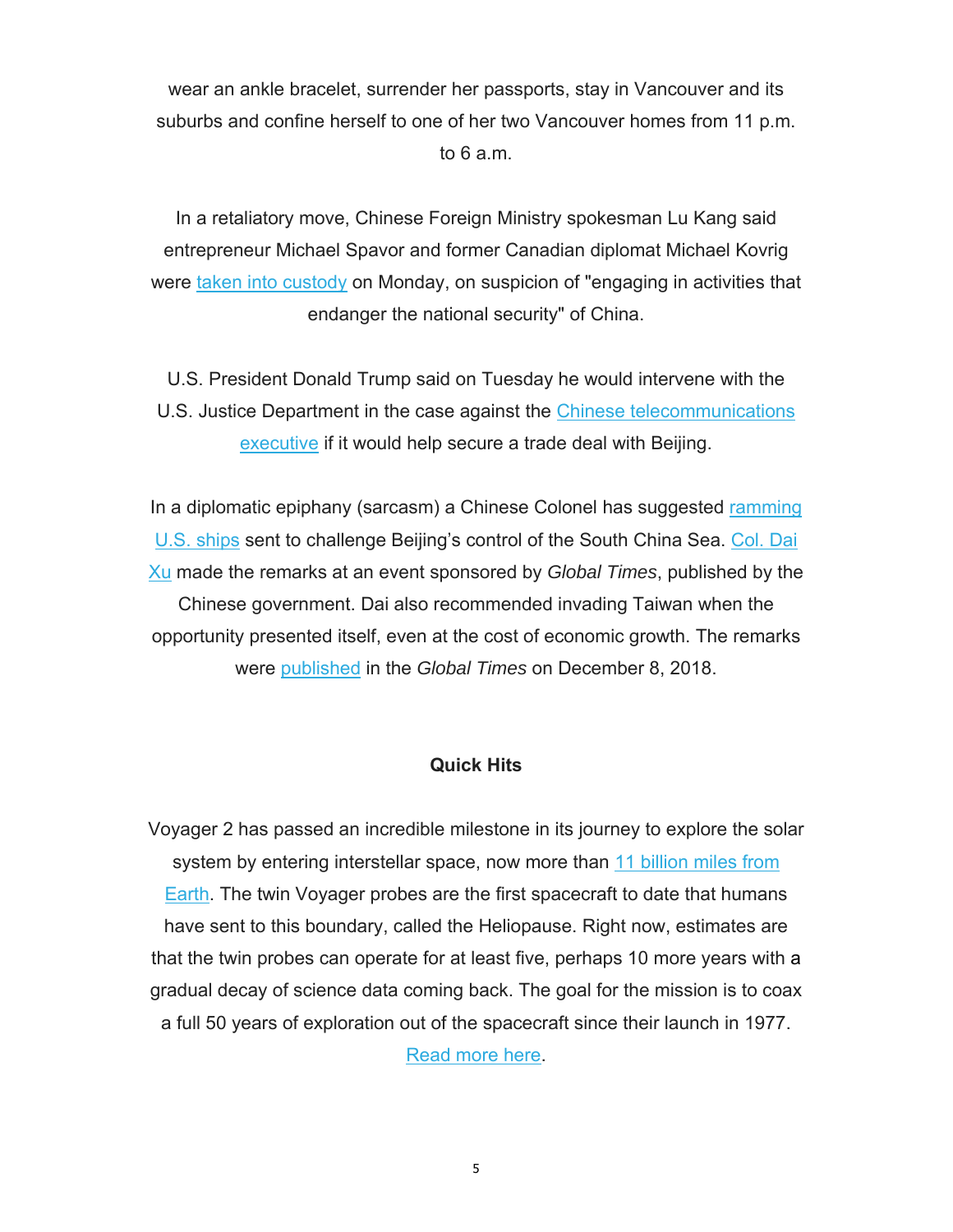wear an ankle bracelet, surrender her passports, stay in Vancouver and its suburbs and confine herself to one of her two Vancouver homes from 11 p.m. to 6 a.m.

In a retaliatory move, Chinese Foreign Ministry spokesman Lu Kang said entrepreneur Michael Spavor and former Canadian diplomat Michael Kovrig were taken into custody on Monday, on suspicion of "engaging in activities that endanger the national security" of China.

U.S. President Donald Trump said on Tuesday he would intervene with the U.S. Justice Department in the case against the Chinese telecommunications executive if it would help secure a trade deal with Beijing.

In a diplomatic epiphany (sarcasm) a Chinese Colonel has suggested ramming U.S. ships sent to challenge Beijing's control of the South China Sea. Col. Dai Xu made the remarks at an event sponsored by *Global Times*, published by the Chinese government. Dai also recommended invading Taiwan when the opportunity presented itself, even at the cost of economic growth. The remarks were published in the *Global Times* on December 8, 2018.

**Quick Hits**

Voyager 2 has passed an incredible milestone in its journey to explore the solar system by entering interstellar space, now more than 11 billion miles from Earth. The twin Voyager probes are the first spacecraft to date that humans have sent to this boundary, called the Heliopause. Right now, estimates are that the twin probes can operate for at least five, perhaps 10 more years with a gradual decay of science data coming back. The goal for the mission is to coax a full 50 years of exploration out of the spacecraft since their launch in 1977. Read more here.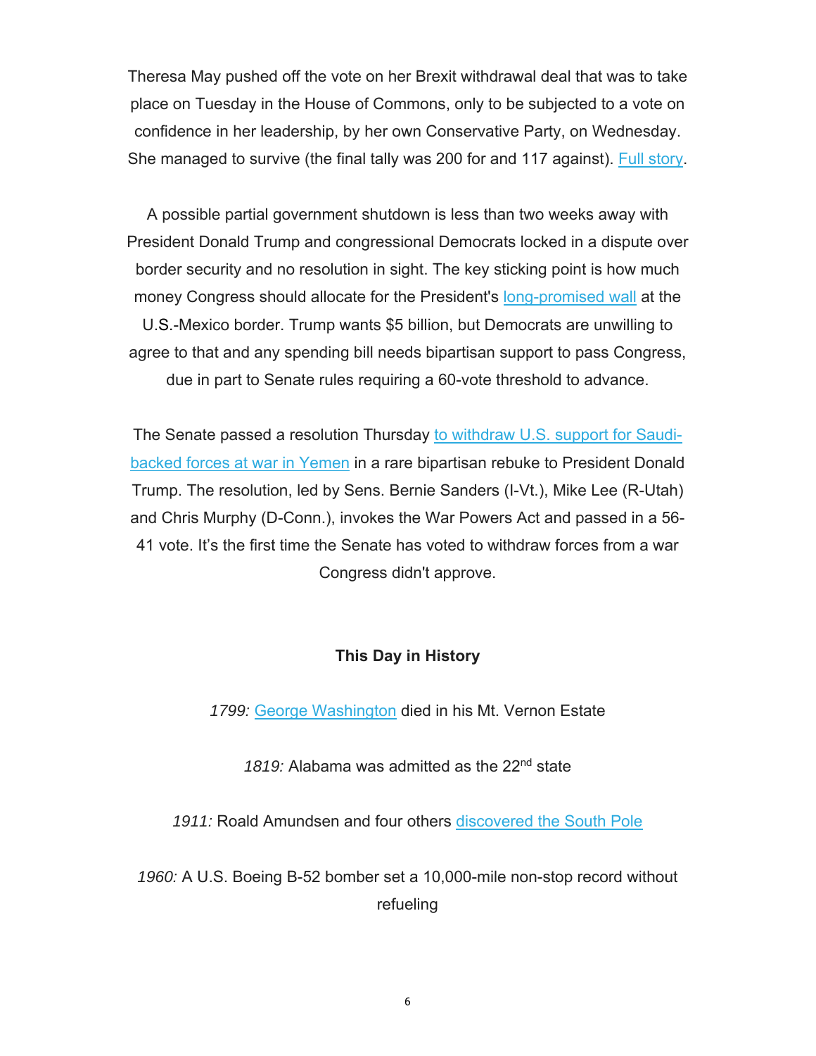Theresa May pushed off the vote on her Brexit withdrawal deal that was to take place on Tuesday in the House of Commons, only to be subjected to a vote on confidence in her leadership, by her own Conservative Party, on Wednesday. She managed to survive (the final tally was 200 for and 117 against). Full story.

A possible partial government shutdown is less than two weeks away with President Donald Trump and congressional Democrats locked in a dispute over border security and no resolution in sight. The key sticking point is how much money Congress should allocate for the President's long-promised wall at the U.S.-Mexico border. Trump wants $5 billion, but Democrats are unwilling to agree to that and any spending bill needs bipartisan support to pass Congress, due in part to Senate rules requiring a 60-vote threshold to advance.

The Senate passed a resolution Thursday to withdraw U.S. support for Saudi-backed forces at war in Yemen in a rare bipartisan rebuke to President Donald Trump. The resolution, led by Sens. Bernie Sanders (I-Vt.), Mike Lee (R-Utah) and Chris Murphy (D-Conn.), invokes the War Powers Act and passed in a 56-41 vote. It's the first time the Senate has voted to withdraw forces from a war Congress didn't approve.

**This Day in History**

*1799:* George Washington died in his Mt. Vernon Estate

*1819:* Alabama was admitted as the 22nd state

*1911:* Roald Amundsen and four others discovered the South Pole

*1960:* A U.S. Boeing B-52 bomber set a 10,000-mile non-stop record without refueling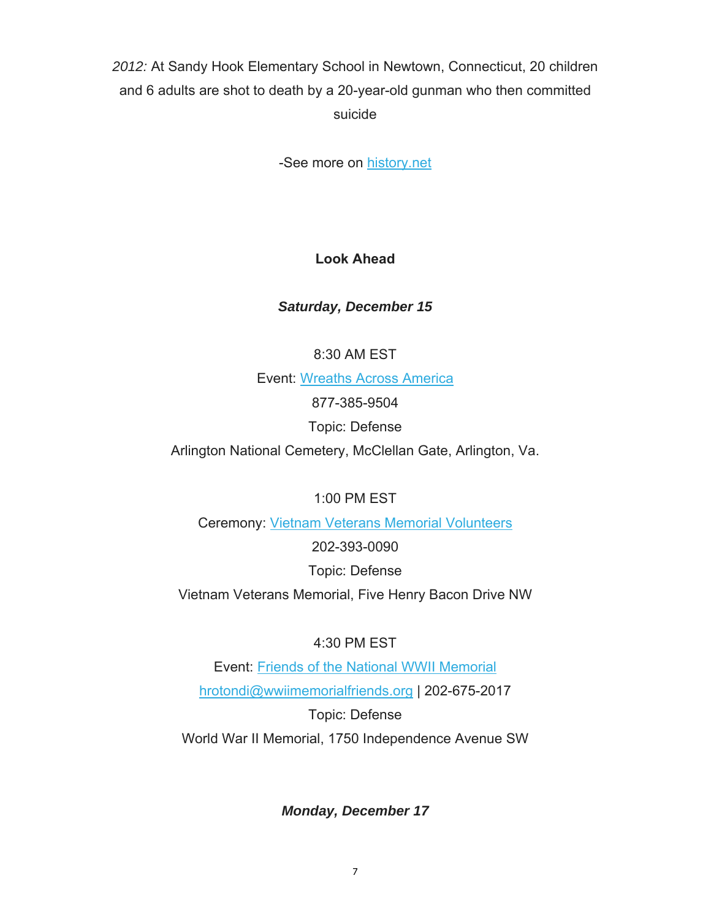*2012:* At Sandy Hook Elementary School in Newtown, Connecticut, 20 children and 6 adults are shot to death by a 20-year-old gunman who then committed suicide

-See more on [history.net](history.net)

**Look Ahead**

***Saturday, December 15***

8:30 AM EST
Event: [Wreaths Across America]()
877-385-9504
Topic: Defense
Arlington National Cemetery, McClellan Gate, Arlington, Va.

1:00 PM EST
Ceremony: [Vietnam Veterans Memorial Volunteers]()
202-393-0090
Topic: Defense
Vietnam Veterans Memorial, Five Henry Bacon Drive NW

4:30 PM EST
Event: [Friends of the National WWII Memorial]()
[hrotondi@wwiimemorialfriends.org](mailto:hrotondi@wwiimemorialfriends.org) | 202-675-2017
Topic: Defense
World War II Memorial, 1750 Independence Avenue SW

***Monday, December 17***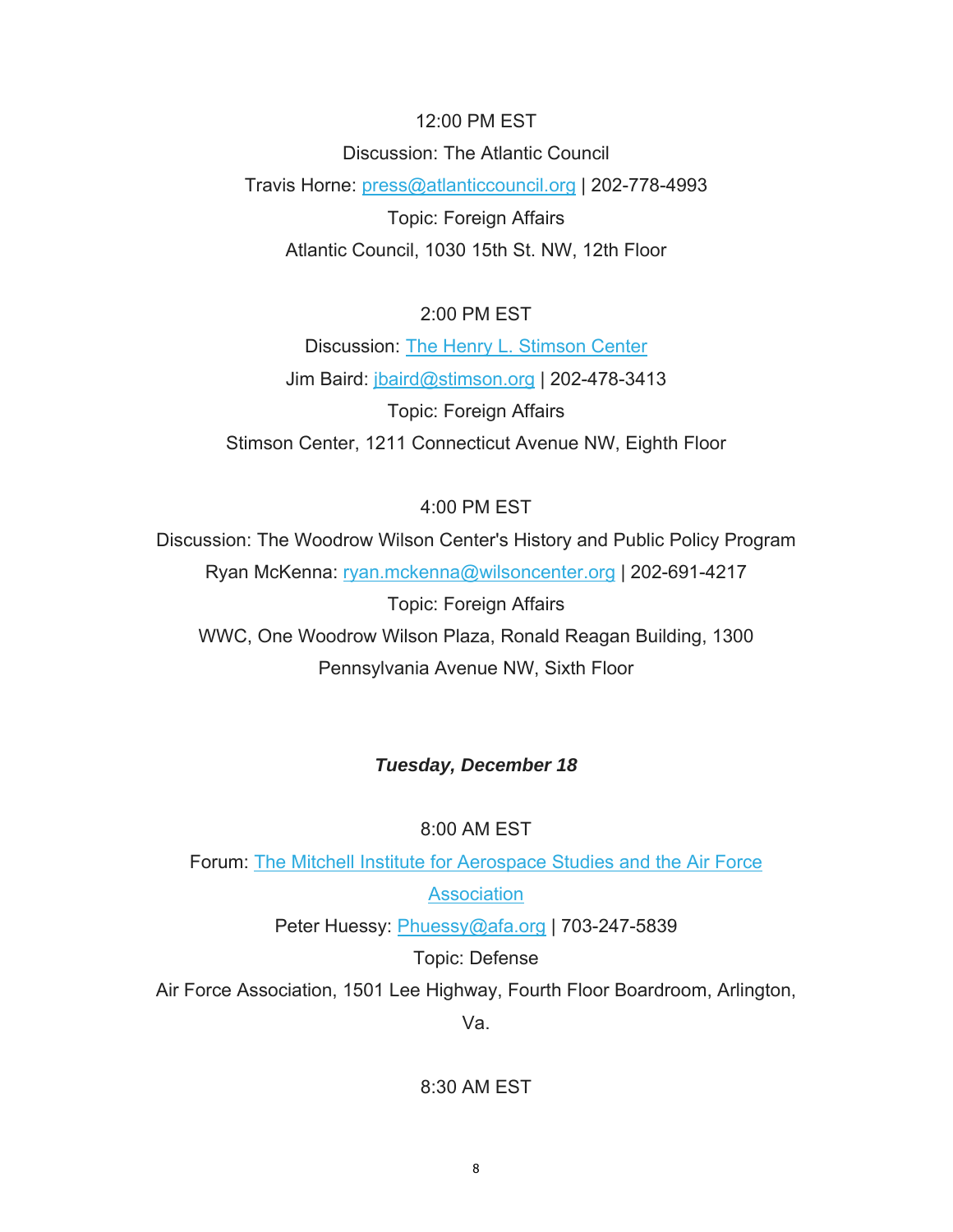12:00 PM EST

Discussion: The Atlantic Council

Travis Horne: press@atlanticcouncil.org | 202-778-4993

Topic: Foreign Affairs

Atlantic Council, 1030 15th St. NW, 12th Floor

2:00 PM EST

Discussion: The Henry L. Stimson Center

Jim Baird: jbaird@stimson.org | 202-478-3413

Topic: Foreign Affairs

Stimson Center, 1211 Connecticut Avenue NW, Eighth Floor

4:00 PM EST

Discussion: The Woodrow Wilson Center's History and Public Policy Program

Ryan McKenna: ryan.mckenna@wilsoncenter.org | 202-691-4217

Topic: Foreign Affairs

WWC, One Woodrow Wilson Plaza, Ronald Reagan Building, 1300 Pennsylvania Avenue NW, Sixth Floor

***Tuesday, December 18***

8:00 AM EST

Forum: The Mitchell Institute for Aerospace Studies and the Air Force Association

Peter Huessy: Phuessy@afa.org | 703-247-5839

Topic: Defense

Air Force Association, 1501 Lee Highway, Fourth Floor Boardroom, Arlington, Va.

8:30 AM EST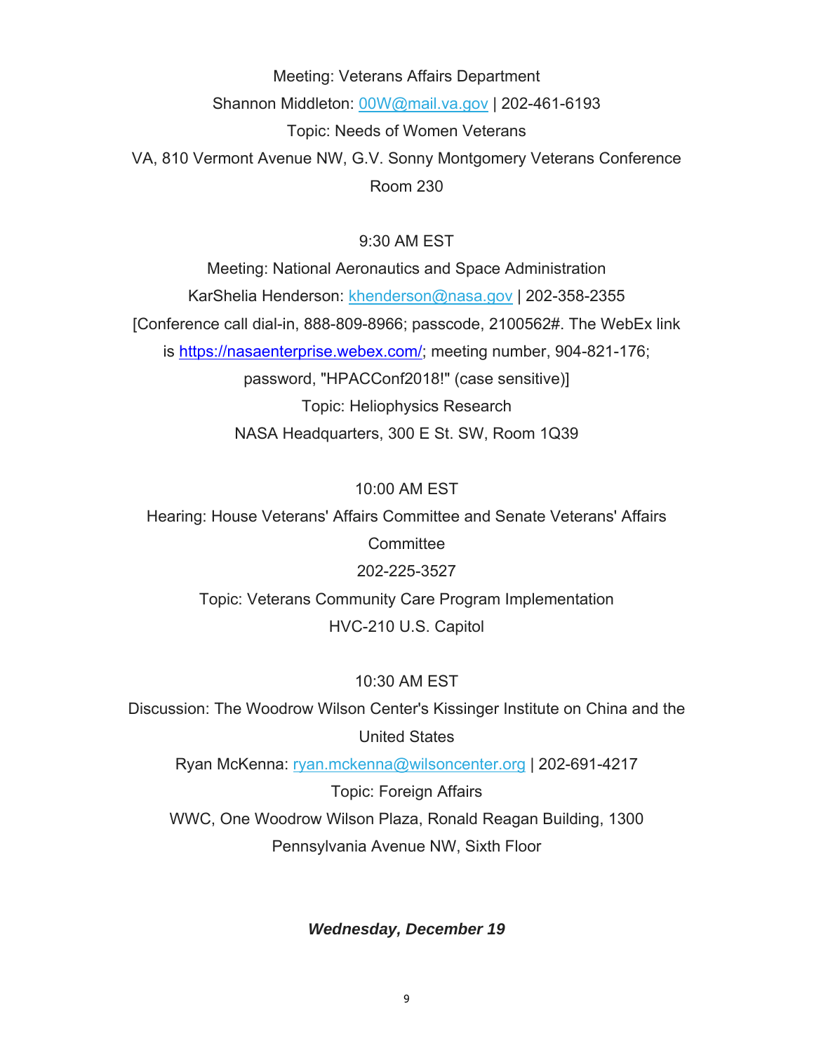Meeting: Veterans Affairs Department

Shannon Middleton: 00W@mail.va.gov | 202-461-6193

Topic: Needs of Women Veterans

VA, 810 Vermont Avenue NW, G.V. Sonny Montgomery Veterans Conference Room 230

9:30 AM EST

Meeting: National Aeronautics and Space Administration

KarShelia Henderson: khenderson@nasa.gov | 202-358-2355

[Conference call dial-in, 888-809-8966; passcode, 2100562#. The WebEx link is https://nasaenterprise.webex.com/; meeting number, 904-821-176; password, "HPACConf2018!" (case sensitive)]

Topic: Heliophysics Research

NASA Headquarters, 300 E St. SW, Room 1Q39

10:00 AM EST

Hearing: House Veterans' Affairs Committee and Senate Veterans' Affairs Committee

202-225-3527

Topic: Veterans Community Care Program Implementation

HVC-210 U.S. Capitol

10:30 AM EST

Discussion: The Woodrow Wilson Center's Kissinger Institute on China and the United States

Ryan McKenna: ryan.mckenna@wilsoncenter.org | 202-691-4217

Topic: Foreign Affairs

WWC, One Woodrow Wilson Plaza, Ronald Reagan Building, 1300 Pennsylvania Avenue NW, Sixth Floor

***Wednesday, December 19***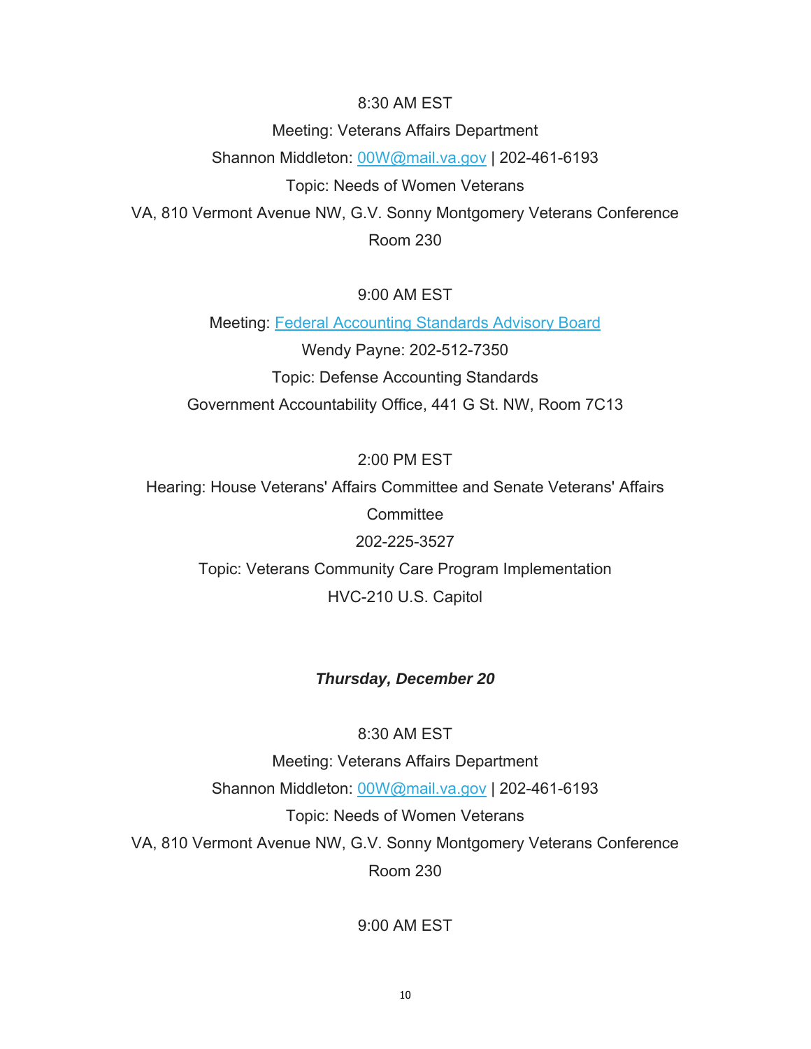8:30 AM EST

Meeting: Veterans Affairs Department

Shannon Middleton: [00W@mail.va.gov](mailto:00W@mail.va.gov) | 202-461-6193

Topic: Needs of Women Veterans

VA, 810 Vermont Avenue NW, G.V. Sonny Montgomery Veterans Conference Room 230

9:00 AM EST

Meeting: Federal Accounting Standards Advisory Board

Wendy Payne: 202-512-7350

Topic: Defense Accounting Standards

Government Accountability Office, 441 G St. NW, Room 7C13

2:00 PM EST

Hearing: House Veterans' Affairs Committee and Senate Veterans' Affairs Committee

202-225-3527

Topic: Veterans Community Care Program Implementation

HVC-210 U.S. Capitol

***Thursday, December 20***

8:30 AM EST

Meeting: Veterans Affairs Department

Shannon Middleton: [00W@mail.va.gov](mailto:00W@mail.va.gov) | 202-461-6193

Topic: Needs of Women Veterans

VA, 810 Vermont Avenue NW, G.V. Sonny Montgomery Veterans Conference Room 230

9:00 AM EST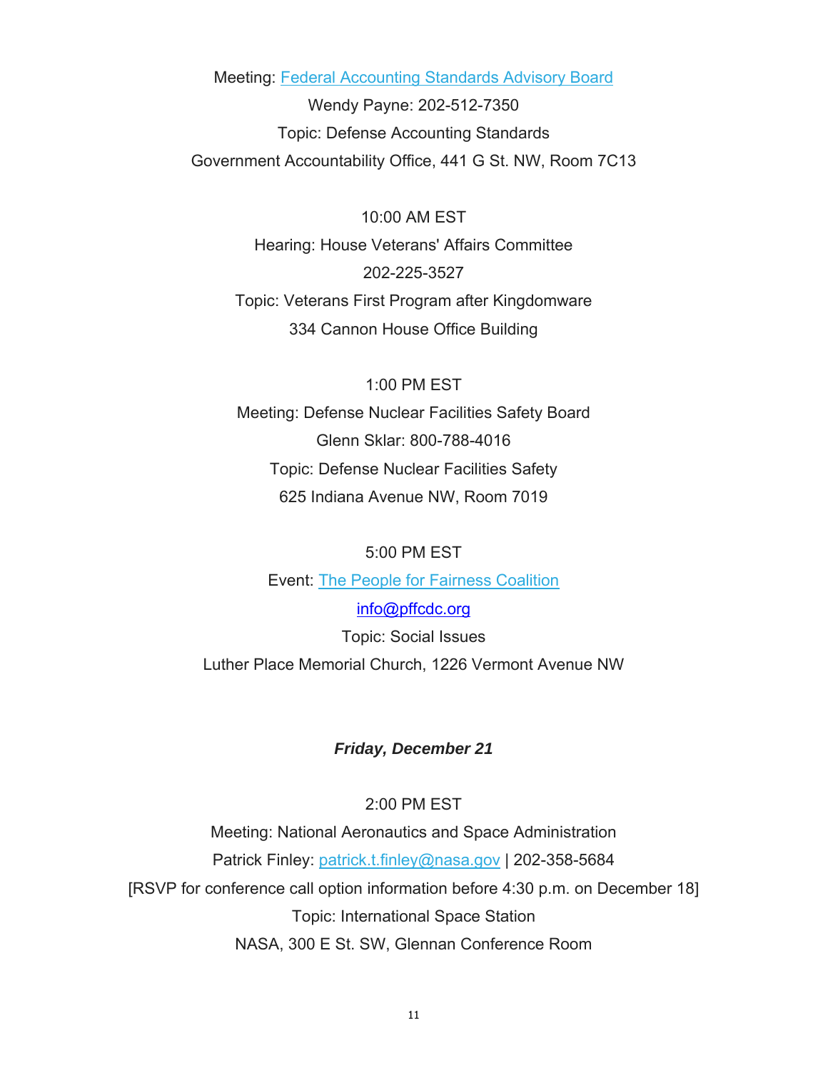Meeting: Federal Accounting Standards Advisory Board
Wendy Payne: 202-512-7350
Topic: Defense Accounting Standards
Government Accountability Office, 441 G St. NW, Room 7C13

10:00 AM EST
Hearing: House Veterans' Affairs Committee
202-225-3527
Topic: Veterans First Program after Kingdomware
334 Cannon House Office Building

1:00 PM EST
Meeting: Defense Nuclear Facilities Safety Board
Glenn Sklar: 800-788-4016
Topic: Defense Nuclear Facilities Safety
625 Indiana Avenue NW, Room 7019

5:00 PM EST
Event: The People for Fairness Coalition
info@pffcdc.org
Topic: Social Issues
Luther Place Memorial Church, 1226 Vermont Avenue NW

***Friday, December 21***

2:00 PM EST
Meeting: National Aeronautics and Space Administration
Patrick Finley: patrick.t.finley@nasa.gov | 202-358-5684
[RSVP for conference call option information before 4:30 p.m. on December 18]
Topic: International Space Station
NASA, 300 E St. SW, Glennan Conference Room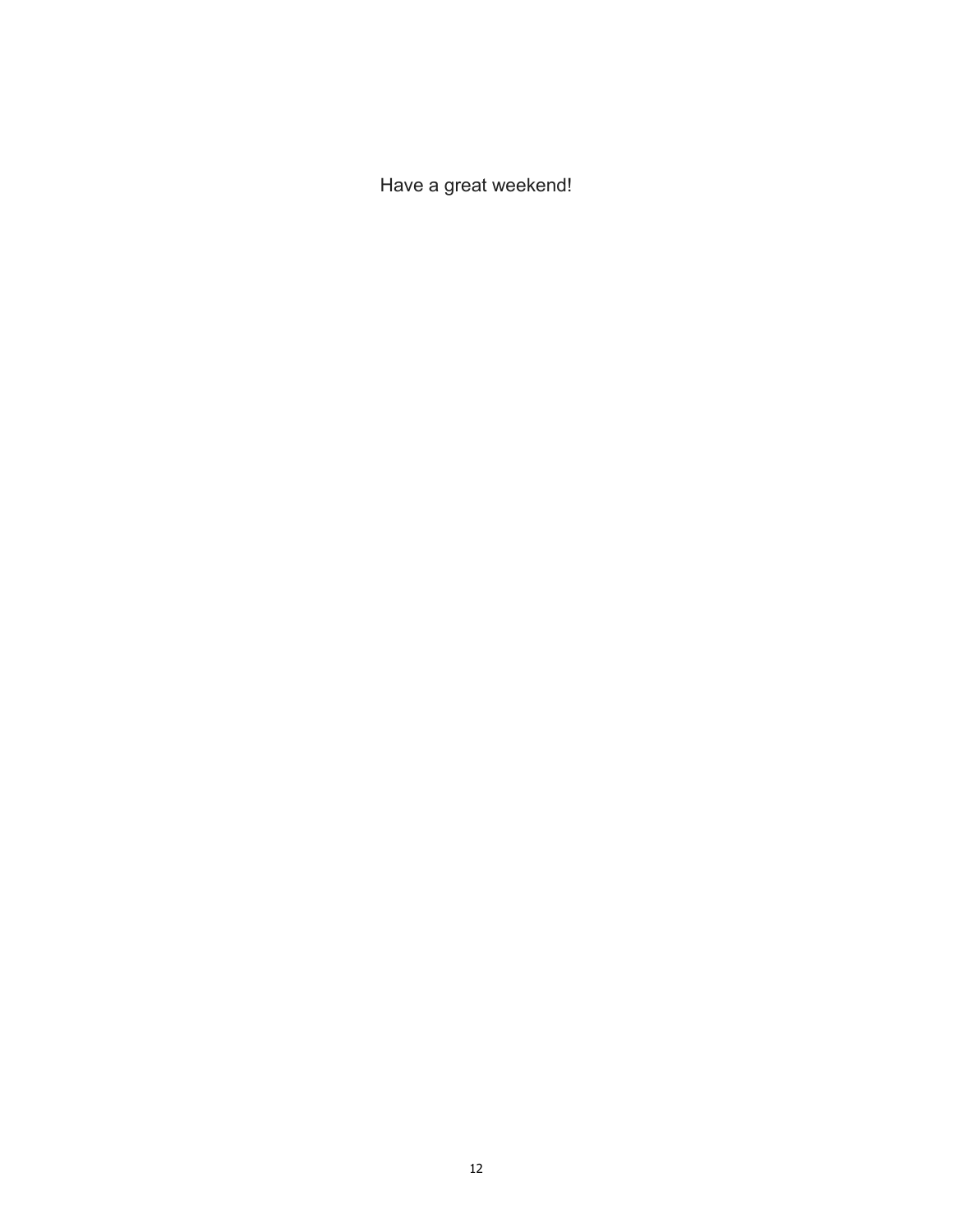Have a great weekend!